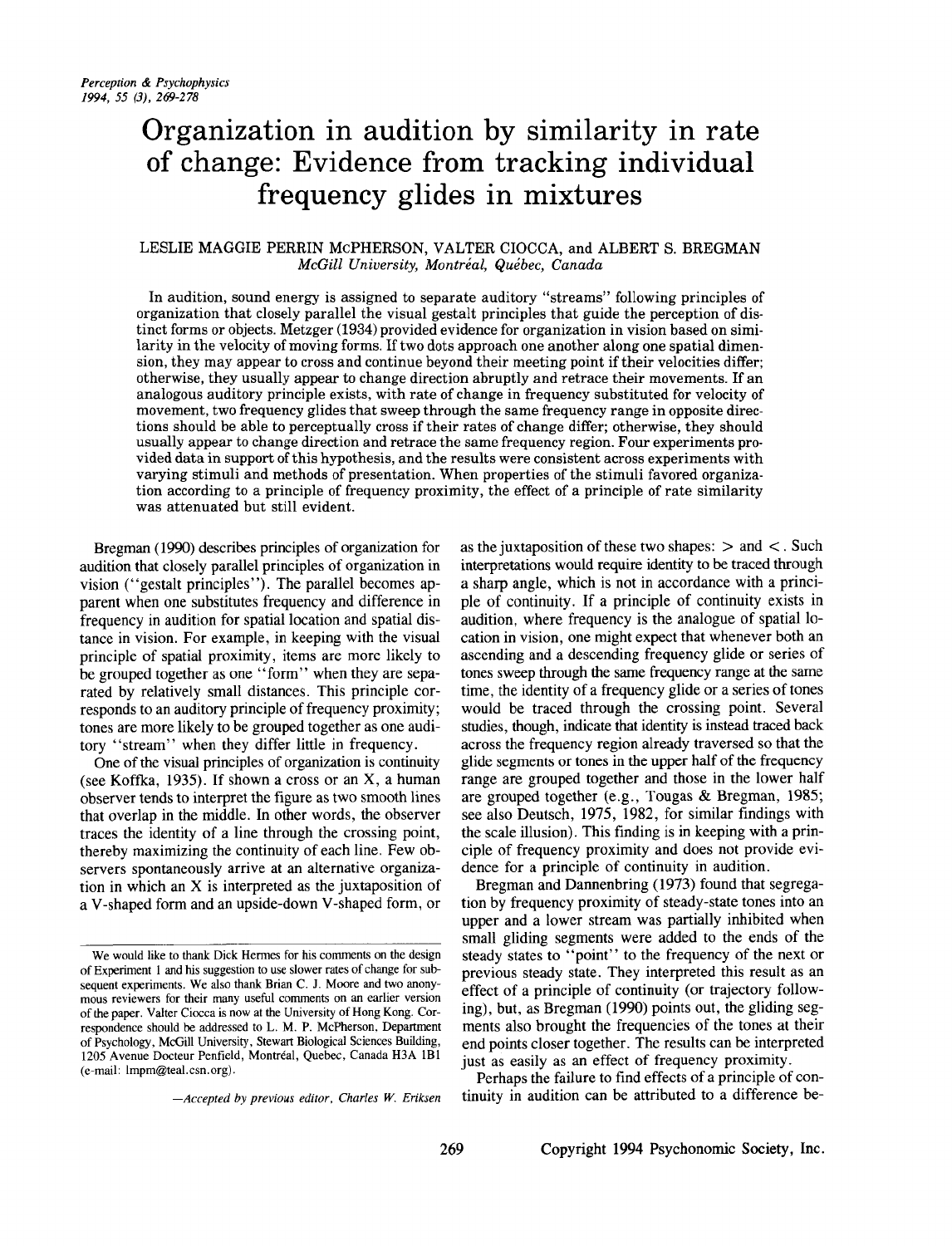# Organization in audition by similarity in rate of change: Evidence from tracking individual frequency glides in mixtures

LESLIE MAGGIE PERRIN McPHERSON, VALTER CIOCCA, and ALBERT S. BREGMAN
*McGill University, Montréal, Québec, Canada*

In audition, sound energy is assigned to separate auditory "streams" following principles of organization that closely parallel the visual gestalt principles that guide the perception of distinct forms or objects. Metzger (1934) provided evidence for organization in vision based on similarity in the velocity of moving forms. If two dots approach one another along one spatial dimension, they may appear to cross and continue beyond their meeting point if their velocities differ; otherwise, they usually appear to change direction abruptly and retrace their movements. If an analogous auditory principle exists, with rate of change in frequency substituted for velocity of movement, two frequency glides that sweep through the same frequency range in opposite directions should be able to perceptually cross if their rates of change differ; otherwise, they should usually appear to change direction and retrace the same frequency region. Four experiments provided data in support of this hypothesis, and the results were consistent across experiments with varying stimuli and methods of presentation. When properties of the stimuli favored organization according to a principle of frequency proximity, the effect of a principle of rate similarity was attenuated but still evident.

Bregman (1990) describes principles of organization for audition that closely parallel principles of organization in vision ("gestalt principles"). The parallel becomes apparent when one substitutes frequency and difference in frequency in audition for spatial location and spatial distance in vision. For example, in keeping with the visual principle of spatial proximity, items are more likely to be grouped together as one "form" when they are separated by relatively small distances. This principle corresponds to an auditory principle of frequency proximity; tones are more likely to be grouped together as one auditory "stream" when they differ little in frequency.

One of the visual principles of organization is continuity (see Koffka, 1935). If shown a cross or an X, a human observer tends to interpret the figure as two smooth lines that overlap in the middle. In other words, the observer traces the identity of a line through the crossing point, thereby maximizing the continuity of each line. Few observers spontaneously arrive at an alternative organization in which an X is interpreted as the juxtaposition of a V-shaped form and an upside-down V-shaped form, or as the juxtaposition of these two shapes: > and <. Such interpretations would require identity to be traced through a sharp angle, which is not in accordance with a principle of continuity. If a principle of continuity exists in audition, where frequency is the analogue of spatial location in vision, one might expect that whenever both an ascending and a descending frequency glide or series of tones sweep through the same frequency range at the same time, the identity of a frequency glide or a series of tones would be traced through the crossing point. Several studies, though, indicate that identity is instead traced back across the frequency region already traversed so that the glide segments or tones in the upper half of the frequency range are grouped together and those in the lower half are grouped together (e.g., Tougas & Bregman, 1985; see also Deutsch, 1975, 1982, for similar findings with the scale illusion). This finding is in keeping with a principle of frequency proximity and does not provide evidence for a principle of continuity in audition.

Bregman and Dannenbring (1973) found that segregation by frequency proximity of steady-state tones into an upper and a lower stream was partially inhibited when small gliding segments were added to the ends of the steady states to "point" to the frequency of the next or previous steady state. They interpreted this result as an effect of a principle of continuity (or trajectory following), but, as Bregman (1990) points out, the gliding segments also brought the frequencies of the tones at their end points closer together. The results can be interpreted just as easily as an effect of frequency proximity.

Perhaps the failure to find effects of a principle of continuity in audition can be attributed to a difference be-

---

We would like to thank Dick Hermes for his comments on the design of Experiment 1 and his suggestion to use slower rates of change for subsequent experiments. We also thank Brian C. J. Moore and two anonymous reviewers for their many useful comments on an earlier version of the paper. Valter Ciocca is now at the University of Hong Kong. Correspondence should be addressed to L. M. P. McPherson, Department of Psychology, McGill University, Stewart Biological Sciences Building, 1205 Avenue Docteur Penfield, Montréal, Quebec, Canada H3A 1B1 (e-mail: lmpm@teal.csn.org).

—*Accepted by previous editor, Charles W. Eriksen*

Copyright 1994 Psychonomic Society, Inc.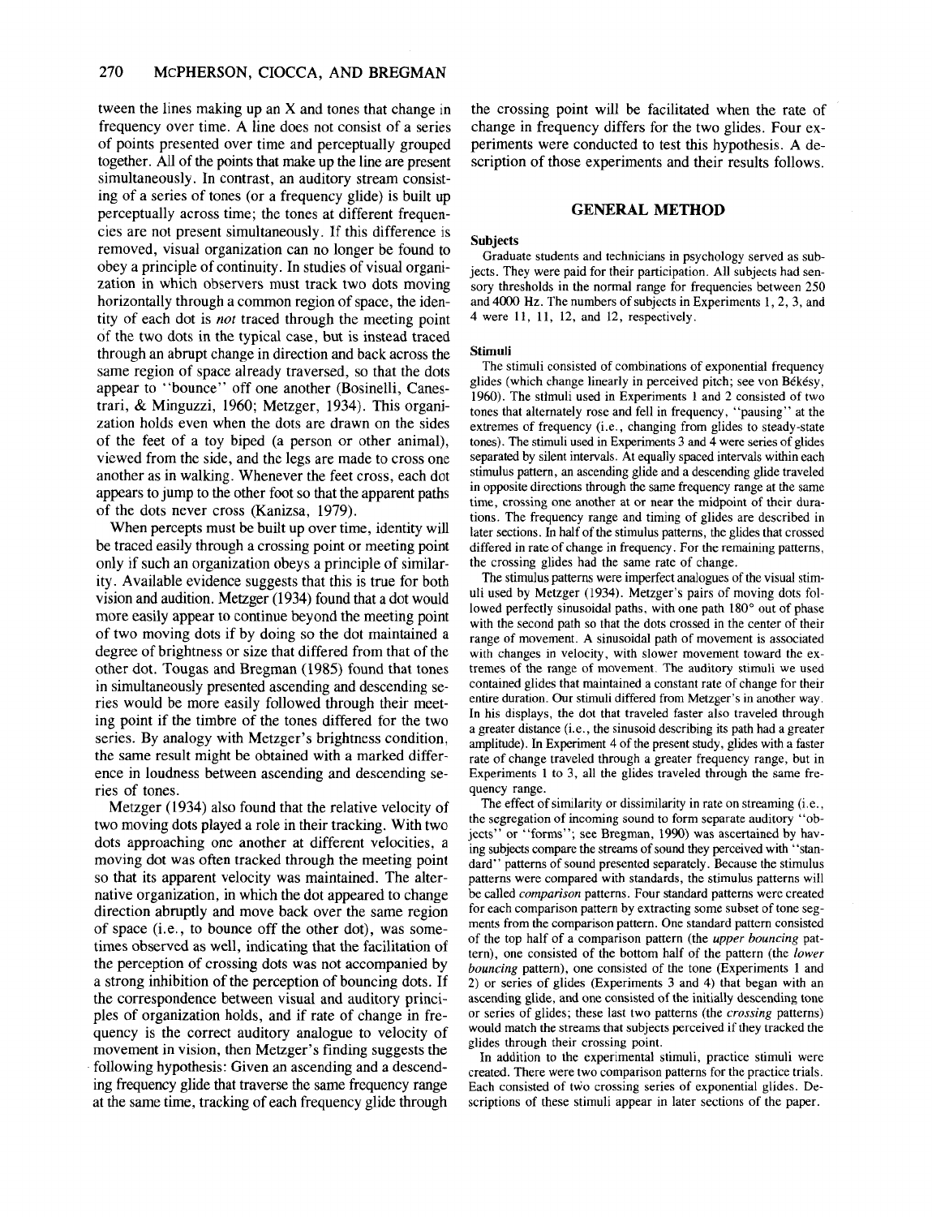tween the lines making up an X and tones that change in frequency over time. A line does not consist of a series of points presented over time and perceptually grouped together. All of the points that make up the line are present simultaneously. In contrast, an auditory stream consisting of a series of tones (or a frequency glide) is built up perceptually across time; the tones at different frequencies are not present simultaneously. If this difference is removed, visual organization can no longer be found to obey a principle of continuity. In studies of visual organization in which observers must track two dots moving horizontally through a common region of space, the identity of each dot is *not* traced through the meeting point of the two dots in the typical case, but is instead traced through an abrupt change in direction and back across the same region of space already traversed, so that the dots appear to "bounce" off one another (Bosinelli, Canestrari, & Minguzzi, 1960; Metzger, 1934). This organization holds even when the dots are drawn on the sides of the feet of a toy biped (a person or other animal), viewed from the side, and the legs are made to cross one another as in walking. Whenever the feet cross, each dot appears to jump to the other foot so that the apparent paths of the dots never cross (Kanizsa, 1979).

When percepts must be built up over time, identity will be traced easily through a crossing point or meeting point only if such an organization obeys a principle of similarity. Available evidence suggests that this is true for both vision and audition. Metzger (1934) found that a dot would more easily appear to continue beyond the meeting point of two moving dots if by doing so the dot maintained a degree of brightness or size that differed from that of the other dot. Tougas and Bregman (1985) found that tones in simultaneously presented ascending and descending series would be more easily followed through their meeting point if the timbre of the tones differed for the two series. By analogy with Metzger's brightness condition, the same result might be obtained with a marked difference in loudness between ascending and descending series of tones.

Metzger (1934) also found that the relative velocity of two moving dots played a role in their tracking. With two dots approaching one another at different velocities, a moving dot was often tracked through the meeting point so that its apparent velocity was maintained. The alternative organization, in which the dot appeared to change direction abruptly and move back over the same region of space (i.e., to bounce off the other dot), was sometimes observed as well, indicating that the facilitation of the perception of crossing dots was not accompanied by a strong inhibition of the perception of bouncing dots. If the correspondence between visual and auditory principles of organization holds, and if rate of change in frequency is the correct auditory analogue to velocity of movement in vision, then Metzger's finding suggests the following hypothesis: Given an ascending and a descending frequency glide that traverse the same frequency range at the same time, tracking of each frequency glide through the crossing point will be facilitated when the rate of change in frequency differs for the two glides. Four experiments were conducted to test this hypothesis. A description of those experiments and their results follows.

## GENERAL METHOD

### Subjects

Graduate students and technicians in psychology served as subjects. They were paid for their participation. All subjects had sensory thresholds in the normal range for frequencies between 250 and 4000 Hz. The numbers of subjects in Experiments 1, 2, 3, and 4 were 11, 11, 12, and 12, respectively.

### Stimuli

The stimuli consisted of combinations of exponential frequency glides (which change linearly in perceived pitch; see von Békésy, 1960). The stimuli used in Experiments 1 and 2 consisted of two tones that alternately rose and fell in frequency, "pausing" at the extremes of frequency (i.e., changing from glides to steady-state tones). The stimuli used in Experiments 3 and 4 were series of glides separated by silent intervals. At equally spaced intervals within each stimulus pattern, an ascending glide and a descending glide traveled in opposite directions through the same frequency range at the same time, crossing one another at or near the midpoint of their durations. The frequency range and timing of glides are described in later sections. In half of the stimulus patterns, the glides that crossed differed in rate of change in frequency. For the remaining patterns, the crossing glides had the same rate of change.

The stimulus patterns were imperfect analogues of the visual stimuli used by Metzger (1934). Metzger's pairs of moving dots followed perfectly sinusoidal paths, with one path 180° out of phase with the second path so that the dots crossed in the center of their range of movement. A sinusoidal path of movement is associated with changes in velocity, with slower movement toward the extremes of the range of movement. The auditory stimuli we used contained glides that maintained a constant rate of change for their entire duration. Our stimuli differed from Metzger's in another way. In his displays, the dot that traveled faster also traveled through a greater distance (i.e., the sinusoid describing its path had a greater amplitude). In Experiment 4 of the present study, glides with a faster rate of change traveled through a greater frequency range, but in Experiments 1 to 3, all the glides traveled through the same frequency range.

The effect of similarity or dissimilarity in rate on streaming (i.e., the segregation of incoming sound to form separate auditory "objects" or "forms"; see Bregman, 1990) was ascertained by having subjects compare the streams of sound they perceived with "standard" patterns of sound presented separately. Because the stimulus patterns were compared with standards, the stimulus patterns will be called *comparison* patterns. Four standard patterns were created for each comparison pattern by extracting some subset of tone segments from the comparison pattern. One standard pattern consisted of the top half of a comparison pattern (the *upper bouncing* pattern), one consisted of the bottom half of the pattern (the *lower bouncing* pattern), one consisted of the tone (Experiments 1 and 2) or series of glides (Experiments 3 and 4) that began with an ascending glide, and one consisted of the initially descending tone or series of glides; these last two patterns (the *crossing* patterns) would match the streams that subjects perceived if they tracked the glides through their crossing point.

In addition to the experimental stimuli, practice stimuli were created. There were two comparison patterns for the practice trials. Each consisted of two crossing series of exponential glides. Descriptions of these stimuli appear in later sections of the paper.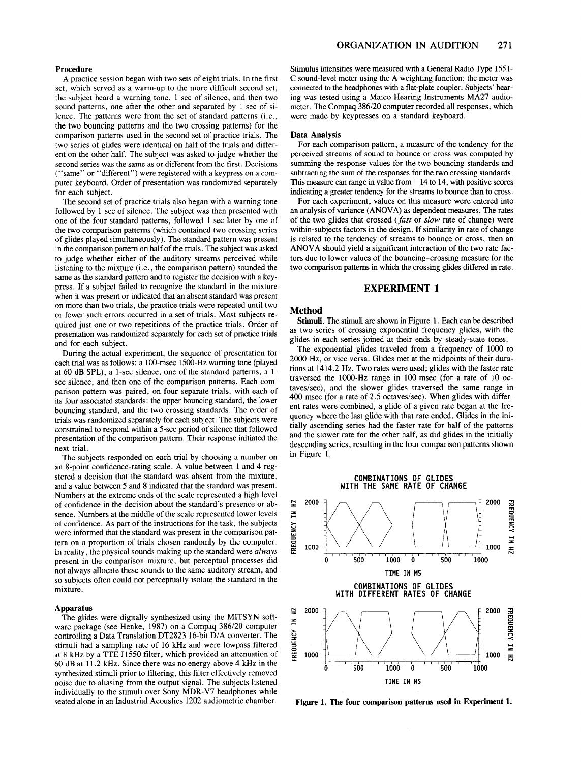### Procedure

A practice session began with two sets of eight trials. In the first set, which served as a warm-up to the more difficult second set, the subject heard a warning tone, 1 sec of silence, and then two sound patterns, one after the other and separated by 1 sec of silence. The patterns were from the set of standard patterns (i.e., the two bouncing patterns and the two crossing patterns) for the comparison patterns used in the second set of practice trials. The two series of glides were identical on half of the trials and different on the other half. The subject was asked to judge whether the second series was the same as or different from the first. Decisions ("same" or "different") were registered with a keypress on a computer keyboard. Order of presentation was randomized separately for each subject.

The second set of practice trials also began with a warning tone followed by 1 sec of silence. The subject was then presented with one of the four standard patterns, followed 1 sec later by one of the two comparison patterns (which contained two crossing series of glides played simultaneously). The standard pattern was present in the comparison pattern on half of the trials. The subject was asked to judge whether either of the auditory streams perceived while listening to the mixture (i.e., the comparison pattern) sounded the same as the standard pattern and to register the decision with a keypress. If a subject failed to recognize the standard in the mixture when it was present or indicated that an absent standard was present on more than two trials, the practice trials were repeated until two or fewer such errors occurred in a set of trials. Most subjects required just one or two repetitions of the practice trials. Order of presentation was randomized separately for each set of practice trials and for each subject.

During the actual experiment, the sequence of presentation for each trial was as follows: a 100-msec 1500-Hz warning tone (played at 60 dB SPL), a 1-sec silence, one of the standard patterns, a 1-sec silence, and then one of the comparison patterns. Each comparison pattern was paired, on four separate trials, with each of its four associated standards: the upper bouncing standard, the lower bouncing standard, and the two crossing standards. The order of trials was randomized separately for each subject. The subjects were constrained to respond within a 5-sec period of silence that followed presentation of the comparison pattern. Their response initiated the next trial.

The subjects responded on each trial by choosing a number on an 8-point confidence-rating scale. A value between 1 and 4 registered a decision that the standard was absent from the mixture, and a value between 5 and 8 indicated that the standard was present. Numbers at the extreme ends of the scale represented a high level of confidence in the decision about the standard's presence or absence. Numbers at the middle of the scale represented lower levels of confidence. As part of the instructions for the task, the subjects were informed that the standard was present in the comparison pattern on a proportion of trials chosen randomly by the computer. In reality, the physical sounds making up the standard were *always* present in the comparison mixture, but perceptual processes did not always allocate these sounds to the same auditory stream, and so subjects often could not perceptually isolate the standard in the mixture.

### Apparatus

The glides were digitally synthesized using the MITSYN software package (see Henke, 1987) on a Compaq 386/20 computer controlling a Data Translation DT2823 16-bit D/A converter. The stimuli had a sampling rate of 16 kHz and were lowpass filtered at 8 kHz by a TTE J1550 filter, which provided an attenuation of 60 dB at 11.2 kHz. Since there was no energy above 4 kHz in the synthesized stimuli prior to filtering, this filter effectively removed noise due to aliasing from the output signal. The subjects listened individually to the stimuli over Sony MDR-V7 headphones while seated alone in an Industrial Acoustics 1202 audiometric chamber. Stimulus intensities were measured with a General Radio Type 1551-C sound-level meter using the A weighting function; the meter was connected to the headphones with a flat-plate coupler. Subjects' hearing was tested using a Maico Hearing Instruments MA27 audiometer. The Compaq 386/20 computer recorded all responses, which were made by keypresses on a standard keyboard.

### Data Analysis

For each comparison pattern, a measure of the tendency for the perceived streams of sound to bounce or cross was computed by summing the response values for the two bouncing standards and subtracting the sum of the responses for the two crossing standards. This measure can range in value from −14 to 14, with positive scores indicating a greater tendency for the streams to bounce than to cross.

For each experiment, values on this measure were entered into an analysis of variance (ANOVA) as dependent measures. The rates of the two glides that crossed (*fast* or *slow* rate of change) were within-subjects factors in the design. If similarity in rate of change is related to the tendency of streams to bounce or cross, then an ANOVA should yield a significant interaction of the two rate factors due to lower values of the bouncing-crossing measure for the two comparison patterns in which the crossing glides differed in rate.

## EXPERIMENT 1

### Method

**Stimuli.** The stimuli are shown in Figure 1. Each can be described as two series of crossing exponential frequency glides, with the glides in each series joined at their ends by steady-state tones.

The exponential glides traveled from a frequency of 1000 to 2000 Hz, or vice versa. Glides met at the midpoints of their durations at 1414.2 Hz. Two rates were used; glides with the faster rate traversed the 1000-Hz range in 100 msec (for a rate of 10 octaves/sec), and the slower glides traversed the same range in 400 msec (for a rate of 2.5 octaves/sec). When glides with different rates were combined, a glide of a given rate began at the frequency where the last glide with that rate ended. Glides in the initially ascending series had the faster rate for half of the patterns and the slower rate for the other half, as did glides in the initially descending series, resulting in the four comparison patterns shown in Figure 1.

COMBINATIONS OF GLIDES WITH THE SAME RATE OF CHANGE

COMBINATIONS OF GLIDES WITH DIFFERENT RATES OF CHANGE

Figure 1. The four comparison patterns used in Experiment 1.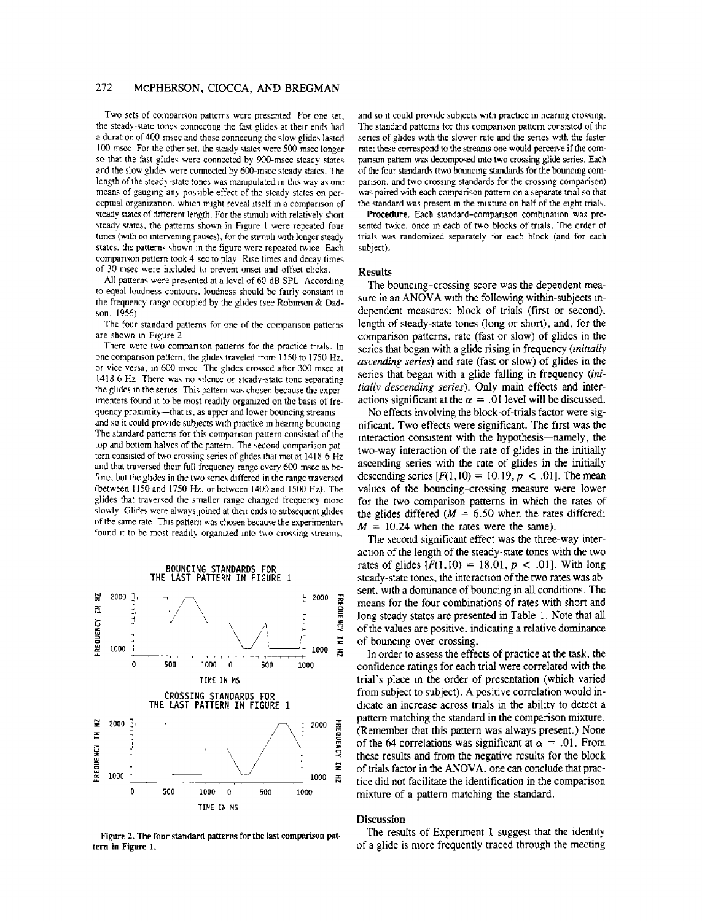Two sets of comparison patterns were presented. For one set, the steady-state tones connecting the fast glides at their ends had a duration of 400 msec and those connecting the slow glides lasted 100 msec. For the other set, the steady states were 500 msec longer so that the fast glides were connected by 900-msec steady states and the slow glides were connected by 600-msec steady states. The length of the steady-state tones was manipulated in this way as one means of gauging any possible effect of the steady states on perceptual organization, which might reveal itself in a comparison of steady states of different length. For the stimuli with relatively short steady states, the patterns shown in Figure 1 were repeated four times (with no intervening pauses); for the stimuli with longer steady states, the patterns shown in the figure were repeated twice. Each comparison pattern took 4 sec to play. Rise times and decay times of 30 msec were included to prevent onset and offset clicks.

All patterns were presented at a level of 60 dB SPL. According to equal-loudness contours, loudness should be fairly constant in the frequency range occupied by the glides (see Robinson & Dadson, 1956).

The four standard patterns for one of the comparison patterns are shown in Figure 2.

There were two comparison patterns for the practice trials. In one comparison pattern, the glides traveled from 1150 to 1750 Hz, or vice versa, in 600 msec. The glides crossed after 300 msec at 1418.6 Hz. There was no silence or steady-state tone separating the glides in the series. This pattern was chosen because the experimenters found it to be most readily organized on the basis of frequency proximity—that is, as upper and lower bouncing streams—and so it could provide subjects with practice in hearing bouncing. The standard patterns for this comparison pattern consisted of the top and bottom halves of the pattern. The second comparison pattern consisted of two crossing series of glides that met at 1418.6 Hz and that traversed their full frequency range every 600 msec as before, but the glides in the two series differed in the range traversed (between 1150 and 1750 Hz, or between 1400 and 1500 Hz). The glides that traversed the smaller range changed frequency more slowly. Glides were always joined at their ends to subsequent glides of the same rate. This pattern was chosen because the experimenters found it to be most readily organized into two crossing streams, and so it could provide subjects with practice in hearing crossing. The standard patterns for this comparison pattern consisted of the series of glides with the slower rate and the series with the faster rate; these correspond to the streams one would perceive if the comparison pattern was decomposed into two crossing glide series. Each of the four standards (two bouncing standards for the bouncing comparison, and two crossing standards for the crossing comparison) was paired with each comparison pattern on a separate trial so that the standard was present in the mixture on half of the eight trials.

**Procedure.** Each standard–comparison combination was presented twice, once in each of two blocks of trials. The order of trials was randomized separately for each block (and for each subject).

BOUNCING STANDARDS FOR
THE LAST PATTERN IN FIGURE 1

FREQUENCY IN HZ
2000
1000
0 500 1000 0 500 1000
TIME IN MS

CROSSING STANDARDS FOR
THE LAST PATTERN IN FIGURE 1

FREQUENCY IN HZ
2000
1000
0 500 1000 0 500 1000
TIME IN MS

**Figure 2. The four standard patterns for the last comparison pattern in Figure 1.**

### Results

The bouncing–crossing score was the dependent measure in an ANOVA with the following within-subjects independent measures: block of trials (first or second), length of steady-state tones (long or short), and, for the comparison patterns, rate (fast or slow) of glides in the series that began with a glide rising in frequency (*initially ascending series*) and rate (fast or slow) of glides in the series that began with a glide falling in frequency (*initially descending series*). Only main effects and interactions significant at the $\alpha = .01$ level will be discussed.

No effects involving the block-of-trials factor were significant. Two effects were significant. The first was the interaction consistent with the hypothesis—namely, the two-way interaction of the rate of glides in the initially ascending series with the rate of glides in the initially descending series [$F(1,10) = 10.19, p < .01$]. The mean values of the bouncing–crossing measure were lower for the two comparison patterns in which the rates of the glides differed ($M = 6.50$ when the rates differed; $M = 10.24$ when the rates were the same).

The second significant effect was the three-way interaction of the length of the steady-state tones with the two rates of glides [$F(1,10) = 18.01, p < .01$]. With long steady-state tones, the interaction of the two rates was absent, with a dominance of bouncing in all conditions. The means for the four combinations of rates with short and long steady states are presented in Table 1. Note that all of the values are positive, indicating a relative dominance of bouncing over crossing.

In order to assess the effects of practice at the task, the confidence ratings for each trial were correlated with the trial's place in the order of presentation (which varied from subject to subject). A positive correlation would indicate an increase across trials in the ability to detect a pattern matching the standard in the comparison mixture. (Remember that this pattern was always present.) None of the 64 correlations was significant at $\alpha = .01$. From these results and from the negative results for the block of trials factor in the ANOVA, one can conclude that practice did not facilitate the identification in the comparison mixture of a pattern matching the standard.

### Discussion

The results of Experiment 1 suggest that the identity of a glide is more frequently traced through the meeting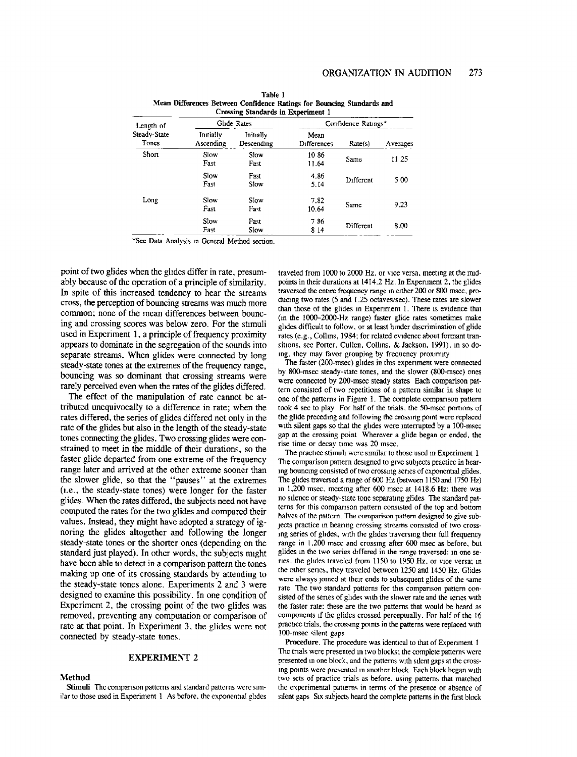**Table 1**
**Mean Differences Between Confidence Ratings for Bouncing Standards and Crossing Standards in Experiment 1**

| Length of Steady-State Tones | Glide Rates | | Confidence Ratings* | | |
|---|---|---|---|---|---|
| | Initially Ascending | Initially Descending | Mean Differences | Rate(s) | Averages |
| Short | Slow | Slow | 10.86 | Same | 11.25 |
| | Fast | Fast | 11.64 | | |
| | Slow | Fast | 4.86 | Different | 5.00 |
| | Fast | Slow | 5.14 | | |
| Long | Slow | Slow | 7.82 | Same | 9.23 |
| | Fast | Fast | 10.64 | | |
| | Slow | Fast | 7.86 | Different | 8.00 |
| | Fast | Slow | 8.14 | | |

*See Data Analysis in General Method section.

point of two glides when the glides differ in rate, presumably because of the operation of a principle of similarity. In spite of this increased tendency to hear the streams cross, the perception of bouncing streams was much more common; none of the mean differences between bouncing and crossing scores was below zero. For the stimuli used in Experiment 1, a principle of frequency proximity appears to dominate in the segregation of the sounds into separate streams. When glides were connected by long steady-state tones at the extremes of the frequency range, bouncing was so dominant that crossing streams were rarely perceived even when the rates of the glides differed.

The effect of the manipulation of rate cannot be attributed unequivocally to a difference in rate; when the rates differed, the series of glides differed not only in the rate of the glides but also in the length of the steady-state tones connecting the glides. Two crossing glides were constrained to meet in the middle of their durations, so the faster glide departed from one extreme of the frequency range later and arrived at the other extreme sooner than the slower glide, so that the "pauses" at the extremes (i.e., the steady-state tones) were longer for the faster glides. When the rates differed, the subjects need not have computed the rates for the two glides and compared their values. Instead, they might have adopted a strategy of ignoring the glides altogether and following the longer steady-state tones or the shorter ones (depending on the standard just played). In other words, the subjects might have been able to detect in a comparison pattern the tones making up one of its crossing standards by attending to the steady-state tones alone. Experiments 2 and 3 were designed to examine this possibility. In one condition of Experiment 2, the crossing point of the two glides was removed, preventing any computation or comparison of rate at that point. In Experiment 3, the glides were not connected by steady-state tones.

## EXPERIMENT 2

### Method

**Stimuli.** The comparison patterns and standard patterns were similar to those used in Experiment 1. As before, the exponential glides traveled from 1000 to 2000 Hz, or vice versa, meeting at the midpoints in their durations at 1414.2 Hz. In Experiment 2, the glides traversed the entire frequency range in either 200 or 800 msec, producing two rates (5 and 1.25 octaves/sec). These rates are slower than those of the glides in Experiment 1. There is evidence that (in the 1000–2000-Hz range) faster glide rates sometimes make glides difficult to follow, or at least hinder discrimination of glide rates (e.g., Collins, 1984; for related evidence about formant transitions, see Porter, Cullen, Collins, & Jackson, 1991); in so doing, they may favor grouping by frequency proximity.

The faster (200-msec) glides in this experiment were connected by 800-msec steady-state tones, and the slower (800-msec) ones were connected by 200-msec steady states. Each comparison pattern consisted of two repetitions of a pattern similar in shape to one of the patterns in Figure 1. The complete comparison pattern took 4 sec to play. For half of the trials, the 50-msec portions of the glide preceding and following the crossing point were replaced with silent gaps so that the glides were interrupted by a 100-msec gap at the crossing point. Wherever a glide began or ended, the rise time or decay time was 20 msec.

The practice stimuli were similar to those used in Experiment 1. The comparison pattern designed to give subjects practice in hearing bouncing consisted of two crossing series of exponential glides. The glides traversed a range of 600 Hz (between 1150 and 1750 Hz) in 1,200 msec, meeting after 600 msec at 1418.6 Hz; there was no silence or steady-state tone separating glides. The standard patterns for this comparison pattern consisted of the top and bottom halves of the pattern. The comparison pattern designed to give subjects practice in hearing crossing streams consisted of two crossing series of glides, with the glides traversing their full frequency range in 1,200 msec and crossing after 600 msec as before, but glides in the two series differed in the range traversed: in one series, the glides traveled from 1150 to 1950 Hz, or vice versa; in the other series, they traveled between 1250 and 1450 Hz. Glides were always joined at their ends to subsequent glides of the same rate. The two standard patterns for this comparison pattern consisted of the series of glides with the slower rate and the series with the faster rate; these are the two patterns that would be heard as components if the glides crossed perceptually. For half of the 16 practice trials, the crossing points in the patterns were replaced with 100-msec silent gaps.

**Procedure.** The procedure was identical to that of Experiment 1. The trials were presented in two blocks; the complete patterns were presented in one block, and the patterns with silent gaps at the crossing points were presented in another block. Each block began with two sets of practice trials as before, using patterns that matched the experimental patterns in terms of the presence or absence of silent gaps. Six subjects heard the complete patterns in the first block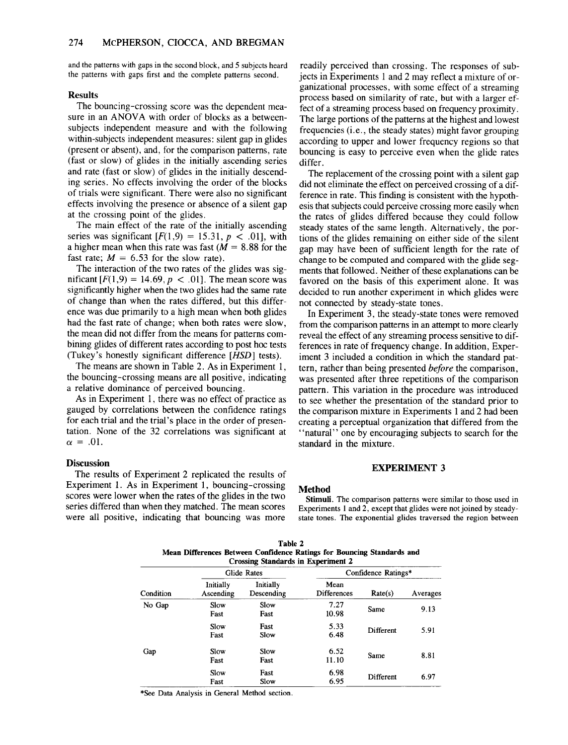and the patterns with gaps in the second block, and 5 subjects heard the patterns with gaps first and the complete patterns second.

### Results

The bouncing-crossing score was the dependent measure in an ANOVA with order of blocks as a between-subjects independent measure and with the following within-subjects independent measures: silent gap in glides (present or absent), and, for the comparison patterns, rate (fast or slow) of glides in the initially ascending series and rate (fast or slow) of glides in the initially descending series. No effects involving the order of the blocks of trials were significant. There were also no significant effects involving the presence or absence of a silent gap at the crossing point of the glides.

The main effect of the rate of the initially ascending series was significant [$F(1,9) = 15.31$, $p < .01$], with a higher mean when this rate was fast ($M = 8.88$ for the fast rate; $M = 6.53$ for the slow rate).

The interaction of the two rates of the glides was significant [$F(1,9) = 14.69$, $p < .01$]. The mean score was significantly higher when the two glides had the same rate of change than when the rates differed, but this difference was due primarily to a high mean when both glides had the fast rate of change; when both rates were slow, the mean did not differ from the means for patterns combining glides of different rates according to post hoc tests (Tukey's honestly significant difference [*HSD*] tests).

The means are shown in Table 2. As in Experiment 1, the bouncing-crossing means are all positive, indicating a relative dominance of perceived bouncing.

As in Experiment 1, there was no effect of practice as gauged by correlations between the confidence ratings for each trial and the trial's place in the order of presentation. None of the 32 correlations was significant at $\alpha = .01$.

### Discussion

The results of Experiment 2 replicated the results of Experiment 1. As in Experiment 1, bouncing-crossing scores were lower when the rates of the glides in the two series differed than when they matched. The mean scores were all positive, indicating that bouncing was more readily perceived than crossing. The responses of subjects in Experiments 1 and 2 may reflect a mixture of organizational processes, with some effect of a streaming process based on similarity of rate, but with a larger effect of a streaming process based on frequency proximity. The large portions of the patterns at the highest and lowest frequencies (i.e., the steady states) might favor grouping according to upper and lower frequency regions so that bouncing is easy to perceive even when the glide rates differ.

The replacement of the crossing point with a silent gap did not eliminate the effect on perceived crossing of a difference in rate. This finding is consistent with the hypothesis that subjects could perceive crossing more easily when the rates of glides differed because they could follow steady states of the same length. Alternatively, the portions of the glides remaining on either side of the silent gap may have been of sufficient length for the rate of change to be computed and compared with the glide segments that followed. Neither of these explanations can be favored on the basis of this experiment alone. It was decided to run another experiment in which glides were not connected by steady-state tones.

In Experiment 3, the steady-state tones were removed from the comparison patterns in an attempt to more clearly reveal the effect of any streaming process sensitive to differences in rate of frequency change. In addition, Experiment 3 included a condition in which the standard pattern, rather than being presented *before* the comparison, was presented after three repetitions of the comparison pattern. This variation in the procedure was introduced to see whether the presentation of the standard prior to the comparison mixture in Experiments 1 and 2 had been creating a perceptual organization that differed from the "natural" one by encouraging subjects to search for the standard in the mixture.

## EXPERIMENT 3

### Method

**Stimuli.** The comparison patterns were similar to those used in Experiments 1 and 2, except that glides were not joined by steady-state tones. The exponential glides traversed the region between

**Table 2**
**Mean Differences Between Confidence Ratings for Bouncing Standards and Crossing Standards in Experiment 2**

| | Glide Rates | | Confidence Ratings* | | |
|---|---|---|---|---|---|
| Condition | Initially Ascending | Initially Descending | Mean Differences | Rate(s) | Averages |
| No Gap | Slow | Slow | 7.27 | Same | 9.13 |
| | Fast | Fast | 10.98 | | |
| | Slow | Fast | 5.33 | Different | 5.91 |
| | Fast | Slow | 6.48 | | |
| Gap | Slow | Slow | 6.52 | Same | 8.81 |
| | Fast | Fast | 11.10 | | |
| | Slow | Fast | 6.98 | Different | 6.97 |
| | Fast | Slow | 6.95 | | |

*See Data Analysis in General Method section.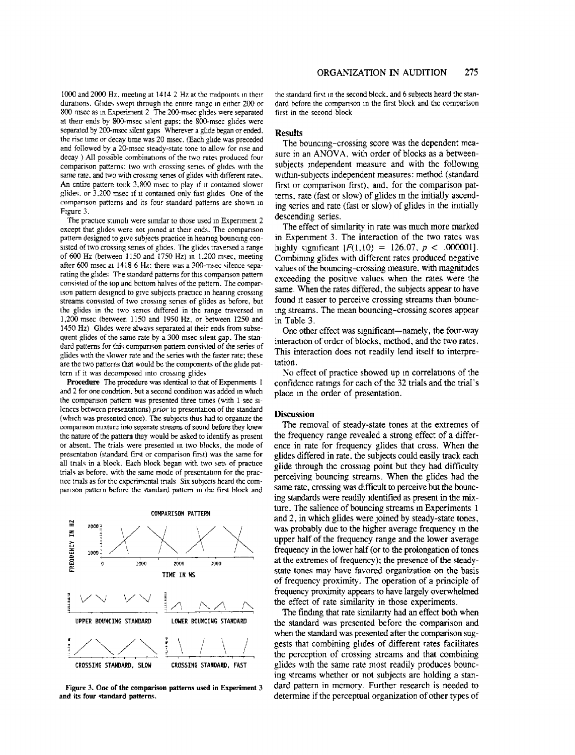1000 and 2000 Hz, meeting at 1414.2 Hz at the midpoints in their durations. Glides swept through the entire range in either 200 or 800 msec as in Experiment 2. The 200-msec glides were separated at their ends by 800-msec silent gaps; the 800-msec glides were separated by 200-msec silent gaps. Wherever a glide began or ended, the rise time or decay time was 20 msec. (Each glide was preceded and followed by a 20-msec steady-state tone to allow for rise and decay.) All possible combinations of the two rates produced four comparison patterns: two with crossing series of glides with the same rate, and two with crossing series of glides with different rates. An entire pattern took 3,800 msec to play if it contained slower glides, or 3,200 msec if it contained only fast glides. One of the comparison patterns and its four standard patterns are shown in Figure 3.

The practice stimuli were similar to those used in Experiment 2 except that glides were not joined at their ends. The comparison pattern designed to give subjects practice in hearing bouncing consisted of two crossing series of glides. The glides traversed a range of 600 Hz (between 1150 and 1750 Hz) in 1,200 msec, meeting after 600 msec at 1418.6 Hz; there was a 300-msec silence separating the glides. The standard patterns for this comparison pattern consisted of the top and bottom halves of the pattern. The comparison pattern designed to give subjects practice in hearing crossing streams consisted of two crossing series of glides as before, but the glides in the two series differed in the range traversed in 1,200 msec (between 1150 and 1950 Hz, or between 1250 and 1450 Hz). Glides were always separated at their ends from subsequent glides of the same rate by a 300-msec silent gap. The standard patterns for this comparison pattern consisted of the series of glides with the slower rate and the series with the faster rate; these are the two patterns that would be the components of the glide pattern if it was decomposed into crossing glides.

**Procedure**. The procedure was identical to that of Experiments 1 and 2 for one condition, but a second condition was added in which the comparison pattern was presented three times (with 1-sec silences between presentations) *prior* to presentation of the standard (which was presented once). The subjects thus had to organize the comparison mixture into separate streams of sound before they knew the nature of the pattern they would be asked to identify as present or absent. The trials were presented in two blocks, the mode of presentation (standard first or comparison first) was the same for all trials in a block. Each block began with two sets of practice trials as before, with the same mode of presentation for the practice trials as for the experimental trials. Six subjects heard the comparison pattern before the standard pattern in the first block and the standard first in the second block, and 6 subjects heard the standard before the comparison in the first block and the comparison first in the second block.

Figure 3. One of the comparison patterns used in Experiment 3 and its four standard patterns.

## Results

The bouncing–crossing score was the dependent measure in an ANOVA, with order of blocks as a between-subjects independent measure and with the following within-subjects independent measures: method (standard first or comparison first), and, for the comparison patterns, rate (fast or slow) of glides in the initially ascending series and rate (fast or slow) of glides in the initially descending series.

The effect of similarity in rate was much more marked in Experiment 3. The interaction of the two rates was highly significant [$F(1,10) = 126.07$, $p < .000001$]. Combining glides with different rates produced negative values of the bouncing–crossing measure, with magnitudes exceeding the positive values when the rates were the same. When the rates differed, the subjects appear to have found it easier to perceive crossing streams than bouncing streams. The mean bouncing–crossing scores appear in Table 3.

One other effect was significant—namely, the four-way interaction of order of blocks, method, and the two rates. This interaction does not readily lend itself to interpretation.

No effect of practice showed up in correlations of the confidence ratings for each of the 32 trials and the trial's place in the order of presentation.

## Discussion

The removal of steady-state tones at the extremes of the frequency range revealed a strong effect of a difference in rate for frequency glides that cross. When the glides differed in rate, the subjects could easily track each glide through the crossing point but they had difficulty perceiving bouncing streams. When the glides had the same rate, crossing was difficult to perceive but the bouncing standards were readily identified as present in the mixture. The salience of bouncing streams in Experiments 1 and 2, in which glides were joined by steady-state tones, was probably due to the higher average frequency in the upper half of the frequency range and the lower average frequency in the lower half (or to the prolongation of tones at the extremes of frequency); the presence of the steady-state tones may have favored organization on the basis of frequency proximity. The operation of a principle of frequency proximity appears to have largely overwhelmed the effect of rate similarity in those experiments.

The finding that rate similarity had an effect both when the standard was presented before the comparison and when the standard was presented after the comparison suggests that combining glides of different rates facilitates the perception of crossing streams and that combining glides with the same rate most readily produces bouncing streams whether or not subjects are holding a standard pattern in memory. Further research is needed to determine if the perceptual organization of other types of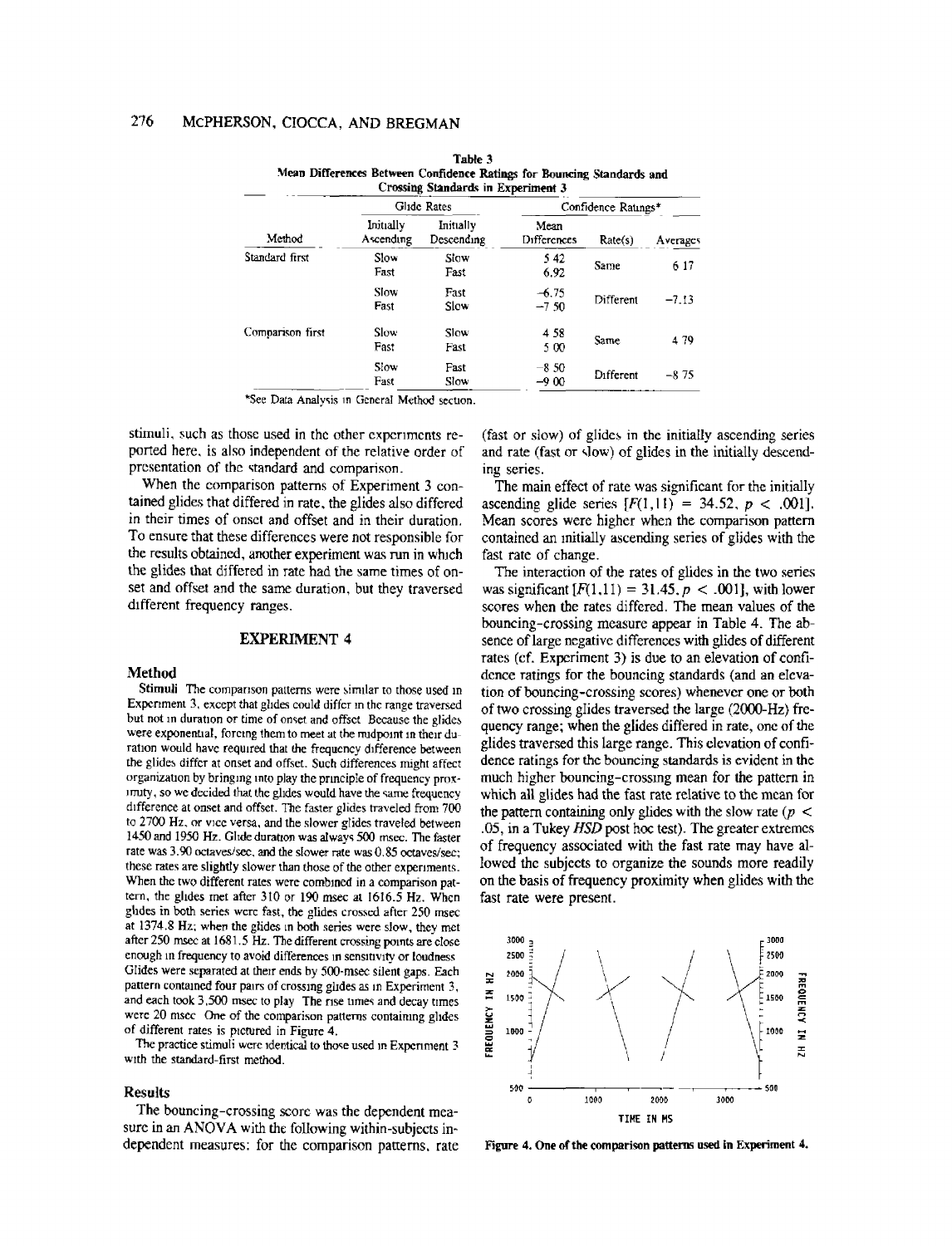**Table 3**
**Mean Differences Between Confidence Ratings for Bouncing Standards and Crossing Standards in Experiment 3**

| Method | Glide Rates | | Confidence Ratings* | | |
|---|---|---|---|---|---|
| | Initially Ascending | Initially Descending | Mean Differences | Rate(s) | Averages |
| Standard first | Slow | Slow | 5.42 | Same | 6.17 |
| | Fast | Fast | 6.92 | | |
| | Slow | Fast | −6.75 | Different | −7.13 |
| | Fast | Slow | −7.50 | | |
| Comparison first | Slow | Slow | 4.58 | Same | 4.79 |
| | Fast | Fast | 5.00 | | |
| | Slow | Fast | −8.50 | Different | −8.75 |
| | Fast | Slow | −9.00 | | |

*See Data Analysis in General Method section.

stimuli, such as those used in the other experiments reported here, is also independent of the relative order of presentation of the standard and comparison.

When the comparison patterns of Experiment 3 contained glides that differed in rate, the glides also differed in their times of onset and offset and in their duration. To ensure that these differences were not responsible for the results obtained, another experiment was run in which the glides that differed in rate had the same times of onset and offset and the same duration, but they traversed different frequency ranges.

## EXPERIMENT 4

### Method

**Stimuli** The comparison patterns were similar to those used in Experiment 3, except that glides could differ in the range traversed but not in duration or time of onset and offset. Because the glides were exponential, forcing them to meet at the midpoint in their duration would have required that the frequency difference between the glides differ at onset and offset. Such differences might affect organization by bringing into play the principle of frequency proximity, so we decided that the glides would have the same frequency difference at onset and offset. The faster glides traveled from 700 to 2700 Hz, or vice versa, and the slower glides traveled between 1450 and 1950 Hz. Glide duration was always 500 msec. The faster rate was 3.90 octaves/sec, and the slower rate was 0.85 octaves/sec; these rates are slightly slower than those of the other experiments. When the two different rates were combined in a comparison pattern, the glides met after 310 or 190 msec at 1616.5 Hz. When glides in both series were fast, the glides crossed after 250 msec at 1374.8 Hz; when the glides in both series were slow, they met after 250 msec at 1681.5 Hz. The different crossing points are close enough in frequency to avoid differences in sensitivity or loudness. Glides were separated at their ends by 500-msec silent gaps. Each pattern contained four pairs of crossing glides as in Experiment 3, and each took 3,500 msec to play. The rise times and decay times were 20 msec. One of the comparison patterns containing glides of different rates is pictured in Figure 4.

The practice stimuli were identical to those used in Experiment 3 with the standard-first method.

### Results

The bouncing-crossing score was the dependent measure in an ANOVA with the following within-subjects independent measures: for the comparison patterns, rate (fast or slow) of glides in the initially ascending series and rate (fast or slow) of glides in the initially descending series.

The main effect of rate was significant for the initially ascending glide series [$F(1,11) = 34.52$, $p < .001$]. Mean scores were higher when the comparison pattern contained an initially ascending series of glides with the fast rate of change.

The interaction of the rates of glides in the two series was significant [$F(1,11) = 31.45$, $p < .001$], with lower scores when the rates differed. The mean values of the bouncing-crossing measure appear in Table 4. The absence of large negative differences with glides of different rates (cf. Experiment 3) is due to an elevation of confidence ratings for the bouncing standards (and an elevation of bouncing-crossing scores) whenever one or both of two crossing glides traversed the large (2000-Hz) frequency range; when the glides differed in rate, one of the glides traversed this large range. This elevation of confidence ratings for the bouncing standards is evident in the much higher bouncing-crossing mean for the pattern in which all glides had the fast rate relative to the mean for the pattern containing only glides with the slow rate ($p < .05$, in a Tukey *HSD* post hoc test). The greater extremes of frequency associated with the fast rate may have allowed the subjects to organize the sounds more readily on the basis of frequency proximity when glides with the fast rate were present.

**Figure 4. One of the comparison patterns used in Experiment 4.**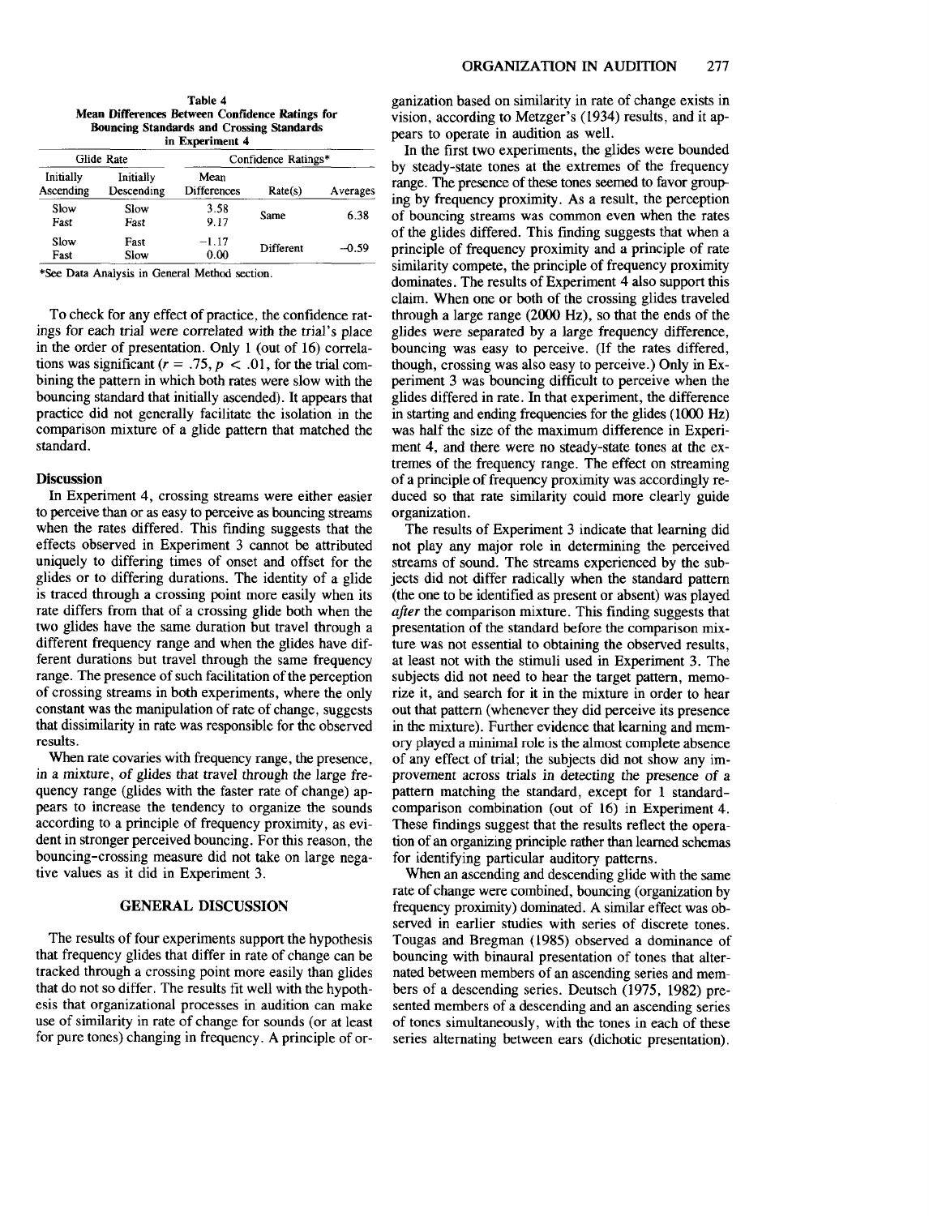Table 4
Mean Differences Between Confidence Ratings for Bouncing Standards and Crossing Standards in Experiment 4

| Glide Rate | | Confidence Ratings* | | |
|---|---|---|---|---|
| Initially Ascending | Initially Descending | Mean Differences | Rate(s) | Averages |
| Slow | Slow | 3.58 | Same | 6.38 |
| Fast | Fast | 9.17 | | |
| Slow | Fast | −1.17 | Different | −0.59 |
| Fast | Slow | 0.00 | | |

*See Data Analysis in General Method section.

To check for any effect of practice, the confidence ratings for each trial were correlated with the trial's place in the order of presentation. Only 1 (out of 16) correlations was significant ($r = .75$, $p < .01$, for the trial combining the pattern in which both rates were slow with the bouncing standard that initially ascended). It appears that practice did not generally facilitate the isolation in the comparison mixture of a glide pattern that matched the standard.

### Discussion

In Experiment 4, crossing streams were either easier to perceive than or as easy to perceive as bouncing streams when the rates differed. This finding suggests that the effects observed in Experiment 3 cannot be attributed uniquely to differing times of onset and offset for the glides or to differing durations. The identity of a glide is traced through a crossing point more easily when its rate differs from that of a crossing glide both when the two glides have the same duration but travel through a different frequency range and when the glides have different durations but travel through the same frequency range. The presence of such facilitation of the perception of crossing streams in both experiments, where the only constant was the manipulation of rate of change, suggests that dissimilarity in rate was responsible for the observed results.

When rate covaries with frequency range, the presence, in a mixture, of glides that travel through the large frequency range (glides with the faster rate of change) appears to increase the tendency to organize the sounds according to a principle of frequency proximity, as evident in stronger perceived bouncing. For this reason, the bouncing-crossing measure did not take on large negative values as it did in Experiment 3.

## GENERAL DISCUSSION

The results of four experiments support the hypothesis that frequency glides that differ in rate of change can be tracked through a crossing point more easily than glides that do not so differ. The results fit well with the hypothesis that organizational processes in audition can make use of similarity in rate of change for sounds (or at least for pure tones) changing in frequency. A principle of organization based on similarity in rate of change exists in vision, according to Metzger's (1934) results, and it appears to operate in audition as well.

In the first two experiments, the glides were bounded by steady-state tones at the extremes of the frequency range. The presence of these tones seemed to favor grouping by frequency proximity. As a result, the perception of bouncing streams was common even when the rates of the glides differed. This finding suggests that when a principle of frequency proximity and a principle of rate similarity compete, the principle of frequency proximity dominates. The results of Experiment 4 also support this claim. When one or both of the crossing glides traveled through a large range (2000 Hz), so that the ends of the glides were separated by a large frequency difference, bouncing was easy to perceive. (If the rates differed, though, crossing was also easy to perceive.) Only in Experiment 3 was bouncing difficult to perceive when the glides differed in rate. In that experiment, the difference in starting and ending frequencies for the glides (1000 Hz) was half the size of the maximum difference in Experiment 4, and there were no steady-state tones at the extremes of the frequency range. The effect on streaming of a principle of frequency proximity was accordingly reduced so that rate similarity could more clearly guide organization.

The results of Experiment 3 indicate that learning did not play any major role in determining the perceived streams of sound. The streams experienced by the subjects did not differ radically when the standard pattern (the one to be identified as present or absent) was played *after* the comparison mixture. This finding suggests that presentation of the standard before the comparison mixture was not essential to obtaining the observed results, at least not with the stimuli used in Experiment 3. The subjects did not need to hear the target pattern, memorize it, and search for it in the mixture in order to hear out that pattern (whenever they did perceive its presence in the mixture). Further evidence that learning and memory played a minimal role is the almost complete absence of any effect of trial; the subjects did not show any improvement across trials in detecting the presence of a pattern matching the standard, except for 1 standard-comparison combination (out of 16) in Experiment 4. These findings suggest that the results reflect the operation of an organizing principle rather than learned schemas for identifying particular auditory patterns.

When an ascending and descending glide with the same rate of change were combined, bouncing (organization by frequency proximity) dominated. A similar effect was observed in earlier studies with series of discrete tones. Tougas and Bregman (1985) observed a dominance of bouncing with binaural presentation of tones that alternated between members of an ascending series and members of a descending series. Deutsch (1975, 1982) presented members of a descending and an ascending series of tones simultaneously, with the tones in each of these series alternating between ears (dichotic presentation).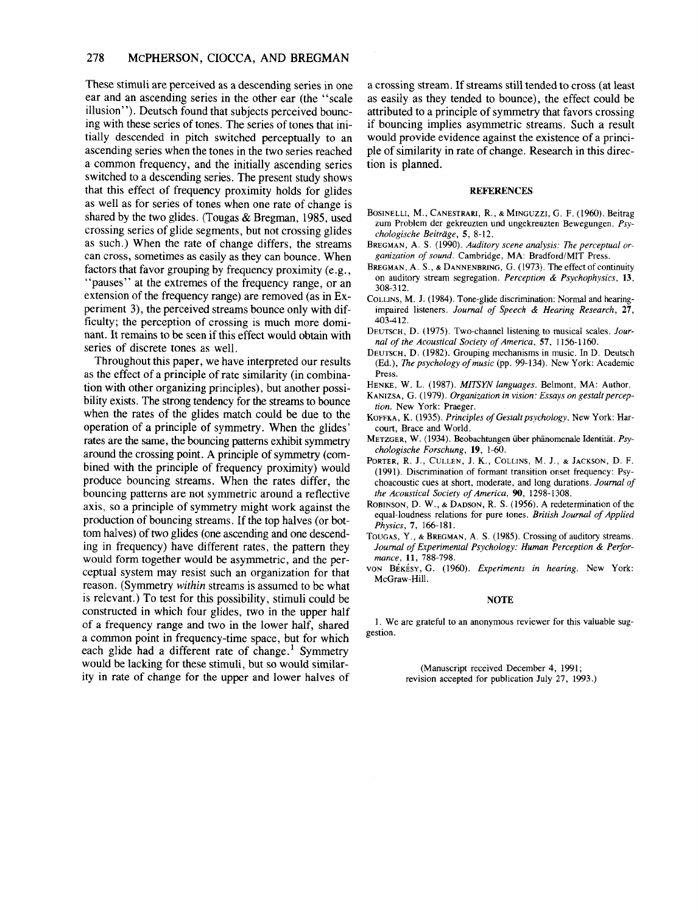These stimuli are perceived as a descending series in one ear and an ascending series in the other ear (the "scale illusion"). Deutsch found that subjects perceived bouncing with these series of tones. The series of tones that initially descended in pitch switched perceptually to an ascending series when the tones in the two series reached a common frequency, and the initially ascending series switched to a descending series. The present study shows that this effect of frequency proximity holds for glides as well as for series of tones when one rate of change is shared by the two glides. (Tougas & Bregman, 1985, used crossing series of glide segments, but not crossing glides as such.) When the rate of change differs, the streams can cross, sometimes as easily as they can bounce. When factors that favor grouping by frequency proximity (e.g., "pauses" at the extremes of the frequency range, or an extension of the frequency range) are removed (as in Experiment 3), the perceived streams bounce only with difficulty; the perception of crossing is much more dominant. It remains to be seen if this effect would obtain with series of discrete tones as well.

Throughout this paper, we have interpreted our results as the effect of a principle of rate similarity (in combination with other organizing principles), but another possibility exists. The strong tendency for the streams to bounce when the rates of the glides match could be due to the operation of a principle of symmetry. When the glides' rates are the same, the bouncing patterns exhibit symmetry around the crossing point. A principle of symmetry (combined with the principle of frequency proximity) would produce bouncing streams. When the rates differ, the bouncing patterns are not symmetric around a reflective axis, so a principle of symmetry might work against the production of bouncing streams. If the top halves (or bottom halves) of two glides (one ascending and one descending in frequency) have different rates, the pattern they would form together would be asymmetric, and the perceptual system may resist such an organization for that reason. (Symmetry *within* streams is assumed to be what is relevant.) To test for this possibility, stimuli could be constructed in which four glides, two in the upper half of a frequency range and two in the lower half, shared a common point in frequency-time space, but for which each glide had a different rate of change.[1] Symmetry would be lacking for these stimuli, but so would similarity in rate of change for the upper and lower halves of a crossing stream. If streams still tended to cross (at least as easily as they tended to bounce), the effect could be attributed to a principle of symmetry that favors crossing if bouncing implies asymmetric streams. Such a result would provide evidence against the existence of a principle of similarity in rate of change. Research in this direction is planned.

## REFERENCES

Bosinelli, M., Canestrari, R., & Minguzzi, G. F. (1960). Beitrag zum Problem der gekreuzten und ungekreuzten Bewegungen. *Psychologische Beiträge*, **5**, 8-12.

Bregman, A. S. (1990). *Auditory scene analysis: The perceptual organization of sound*. Cambridge, MA: Bradford/MIT Press.

Bregman, A. S., & Dannenbring, G. (1973). The effect of continuity on auditory stream segregation. *Perception & Psychophysics*, **13**, 308-312.

Collins, M. J. (1984). Tone-glide discrimination: Normal and hearing-impaired listeners. *Journal of Speech & Hearing Research*, **27**, 403-412.

Deutsch, D. (1975). Two-channel listening to musical scales. *Journal of the Acoustical Society of America*, **57**, 1156-1160.

Deutsch, D. (1982). Grouping mechanisms in music. In D. Deutsch (Ed.), *The psychology of music* (pp. 99-134). New York: Academic Press.

Henke, W. L. (1987). *MITSYN languages*. Belmont, MA: Author.

Kanizsa, G. (1979). *Organization in vision: Essays on gestalt perception*. New York: Praeger.

Koffka, K. (1935). *Principles of Gestalt psychology*. New York: Harcourt, Brace and World.

Metzger, W. (1934). Beobachtungen über phänomenale Identität. *Psychologische Forschung*, **19**, 1-60.

Porter, R. J., Cullen, J. K., Collins, M. J., & Jackson, D. F. (1991). Discrimination of formant transition onset frequency: Psychoacoustic cues at short, moderate, and long durations. *Journal of the Acoustical Society of America*, **90**, 1298-1308.

Robinson, D. W., & Dadson, R. S. (1956). A redetermination of the equal-loudness relations for pure tones. *British Journal of Applied Physics*, **7**, 166-181.

Tougas, Y., & Bregman, A. S. (1985). Crossing of auditory streams. *Journal of Experimental Psychology: Human Perception & Performance*, **11**, 788-798.

von Békésy, G. (1960). *Experiments in hearing*. New York: McGraw-Hill.

## NOTE

1. We are grateful to an anonymous reviewer for this valuable suggestion.

(Manuscript received December 4, 1991;
revision accepted for publication July 27, 1993.)